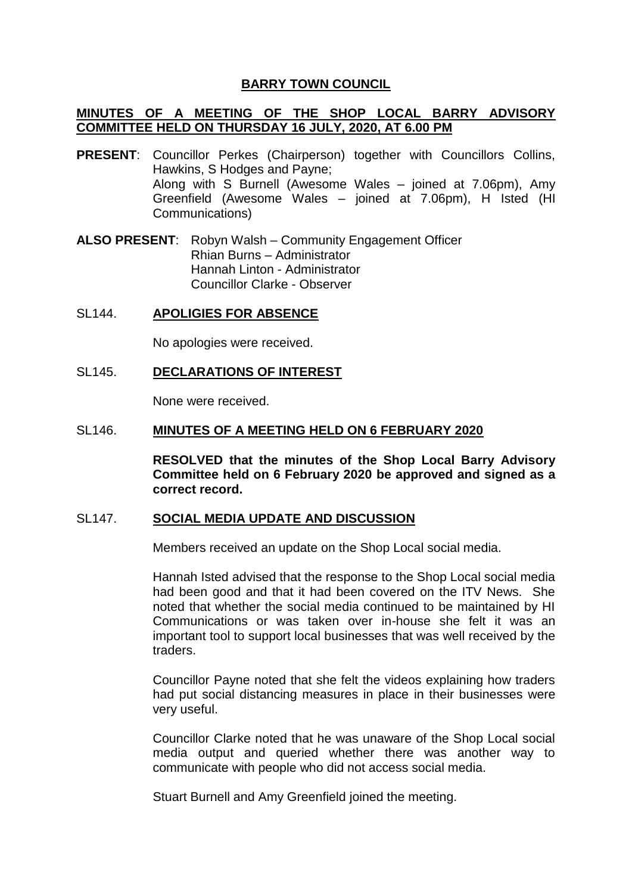# BARRY TOWN COUNCIL

## MINUTES OF A MEETING OF THE SHOP LOCAL BARRY ADVISORY COMMITTEE HELD ON THURSDAY 16 JULY, 2020, AT 6.00 PM

**PRESENT**: Councillor Perkes (Chairperson) together with Councillors Collins, Hawkins, S Hodges and Payne;
Along with S Burnell (Awesome Wales – joined at 7.06pm), Amy Greenfield (Awesome Wales – joined at 7.06pm), H Isted (HI Communications)

**ALSO PRESENT**: Robyn Walsh – Community Engagement Officer
Rhian Burns – Administrator
Hannah Linton - Administrator
Councillor Clarke - Observer

### SL144. APOLIGIES FOR ABSENCE

No apologies were received.

### SL145. DECLARATIONS OF INTEREST

None were received.

### SL146. MINUTES OF A MEETING HELD ON 6 FEBRUARY 2020

**RESOLVED that the minutes of the Shop Local Barry Advisory Committee held on 6 February 2020 be approved and signed as a correct record.**

### SL147. SOCIAL MEDIA UPDATE AND DISCUSSION

Members received an update on the Shop Local social media.

Hannah Isted advised that the response to the Shop Local social media had been good and that it had been covered on the ITV News. She noted that whether the social media continued to be maintained by HI Communications or was taken over in-house she felt it was an important tool to support local businesses that was well received by the traders.

Councillor Payne noted that she felt the videos explaining how traders had put social distancing measures in place in their businesses were very useful.

Councillor Clarke noted that he was unaware of the Shop Local social media output and queried whether there was another way to communicate with people who did not access social media.

Stuart Burnell and Amy Greenfield joined the meeting.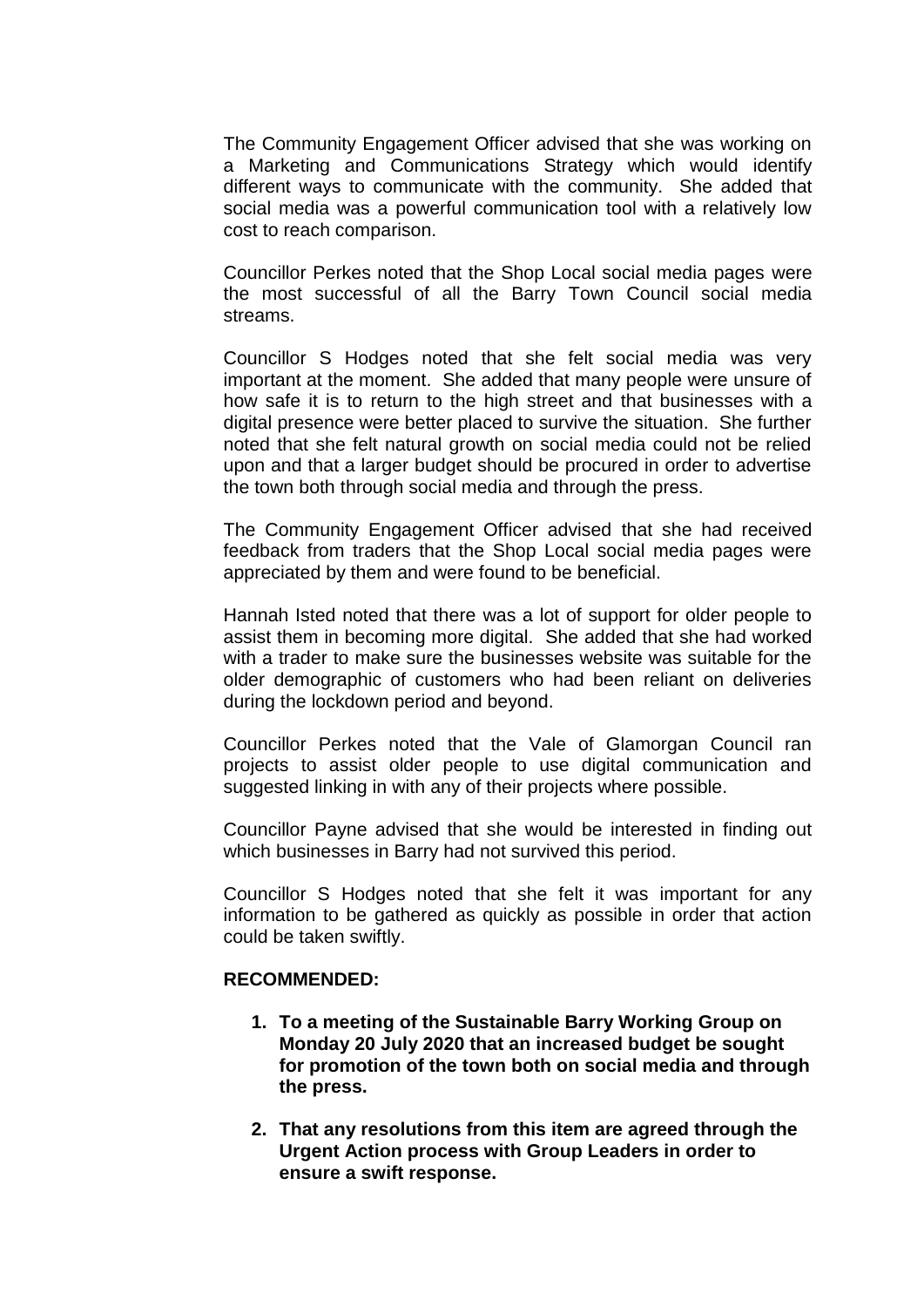The Community Engagement Officer advised that she was working on a Marketing and Communications Strategy which would identify different ways to communicate with the community. She added that social media was a powerful communication tool with a relatively low cost to reach comparison.

Councillor Perkes noted that the Shop Local social media pages were the most successful of all the Barry Town Council social media streams.

Councillor S Hodges noted that she felt social media was very important at the moment. She added that many people were unsure of how safe it is to return to the high street and that businesses with a digital presence were better placed to survive the situation. She further noted that she felt natural growth on social media could not be relied upon and that a larger budget should be procured in order to advertise the town both through social media and through the press.

The Community Engagement Officer advised that she had received feedback from traders that the Shop Local social media pages were appreciated by them and were found to be beneficial.

Hannah Isted noted that there was a lot of support for older people to assist them in becoming more digital. She added that she had worked with a trader to make sure the businesses website was suitable for the older demographic of customers who had been reliant on deliveries during the lockdown period and beyond.

Councillor Perkes noted that the Vale of Glamorgan Council ran projects to assist older people to use digital communication and suggested linking in with any of their projects where possible.

Councillor Payne advised that she would be interested in finding out which businesses in Barry had not survived this period.

Councillor S Hodges noted that she felt it was important for any information to be gathered as quickly as possible in order that action could be taken swiftly.

**RECOMMENDED:**

1. **To a meeting of the Sustainable Barry Working Group on Monday 20 July 2020 that an increased budget be sought for promotion of the town both on social media and through the press.**

2. **That any resolutions from this item are agreed through the Urgent Action process with Group Leaders in order to ensure a swift response.**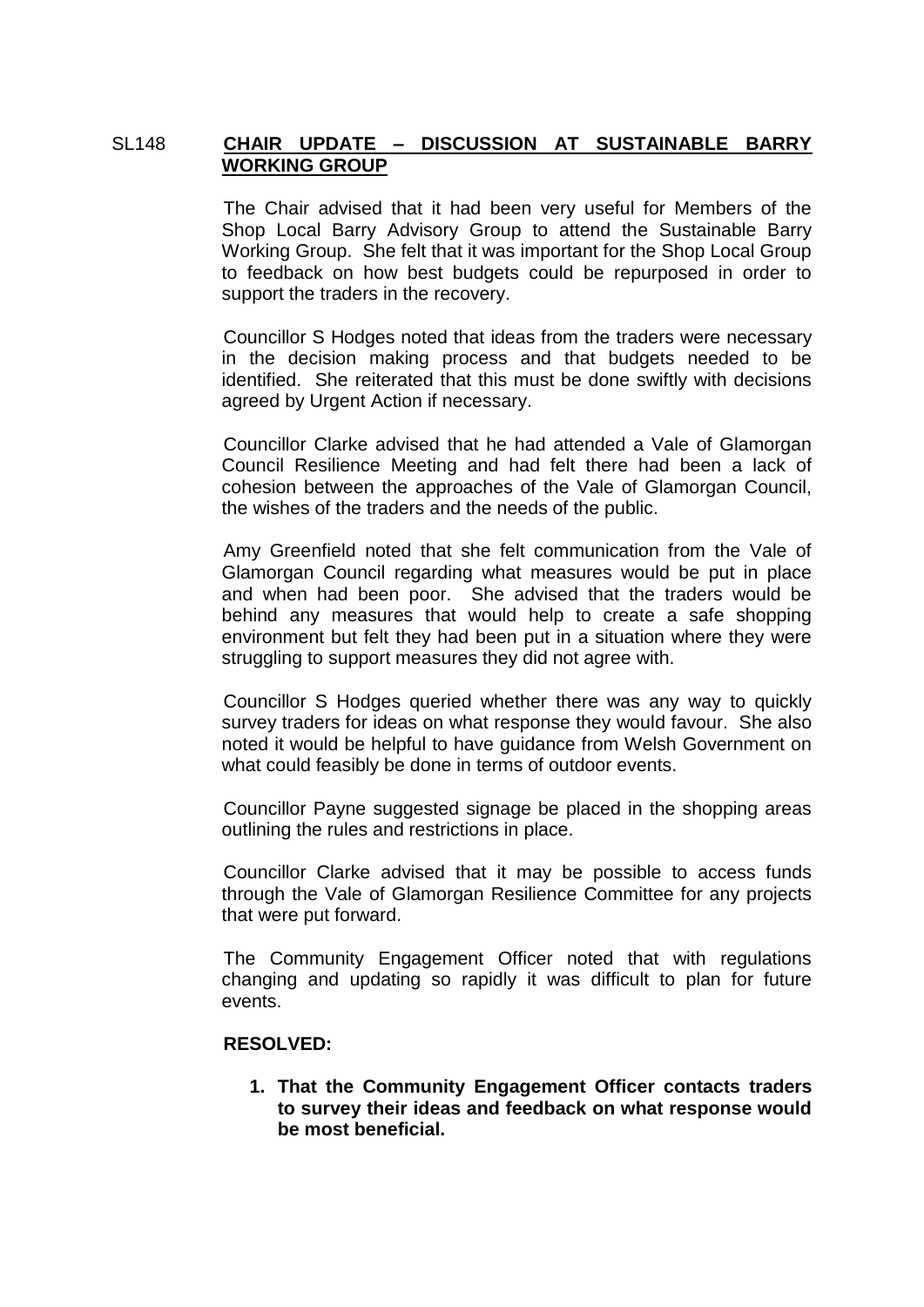SL148 **CHAIR UPDATE – DISCUSSION AT SUSTAINABLE BARRY WORKING GROUP**

The Chair advised that it had been very useful for Members of the Shop Local Barry Advisory Group to attend the Sustainable Barry Working Group. She felt that it was important for the Shop Local Group to feedback on how best budgets could be repurposed in order to support the traders in the recovery.

Councillor S Hodges noted that ideas from the traders were necessary in the decision making process and that budgets needed to be identified. She reiterated that this must be done swiftly with decisions agreed by Urgent Action if necessary.

Councillor Clarke advised that he had attended a Vale of Glamorgan Council Resilience Meeting and had felt there had been a lack of cohesion between the approaches of the Vale of Glamorgan Council, the wishes of the traders and the needs of the public.

Amy Greenfield noted that she felt communication from the Vale of Glamorgan Council regarding what measures would be put in place and when had been poor. She advised that the traders would be behind any measures that would help to create a safe shopping environment but felt they had been put in a situation where they were struggling to support measures they did not agree with.

Councillor S Hodges queried whether there was any way to quickly survey traders for ideas on what response they would favour. She also noted it would be helpful to have guidance from Welsh Government on what could feasibly be done in terms of outdoor events.

Councillor Payne suggested signage be placed in the shopping areas outlining the rules and restrictions in place.

Councillor Clarke advised that it may be possible to access funds through the Vale of Glamorgan Resilience Committee for any projects that were put forward.

The Community Engagement Officer noted that with regulations changing and updating so rapidly it was difficult to plan for future events.

**RESOLVED:**

1. **That the Community Engagement Officer contacts traders to survey their ideas and feedback on what response would be most beneficial.**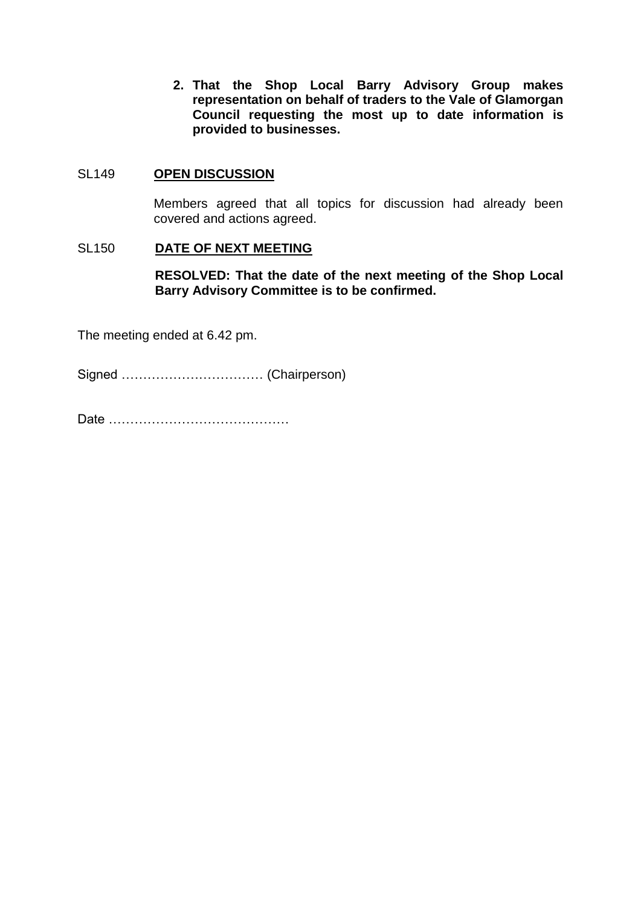2. **That the Shop Local Barry Advisory Group makes representation on behalf of traders to the Vale of Glamorgan Council requesting the most up to date information is provided to businesses.**

SL149 **OPEN DISCUSSION**

Members agreed that all topics for discussion had already been covered and actions agreed.

SL150 **DATE OF NEXT MEETING**

**RESOLVED: That the date of the next meeting of the Shop Local Barry Advisory Committee is to be confirmed.**

The meeting ended at 6.42 pm.

Signed …………………………… (Chairperson)

Date ……………………………………